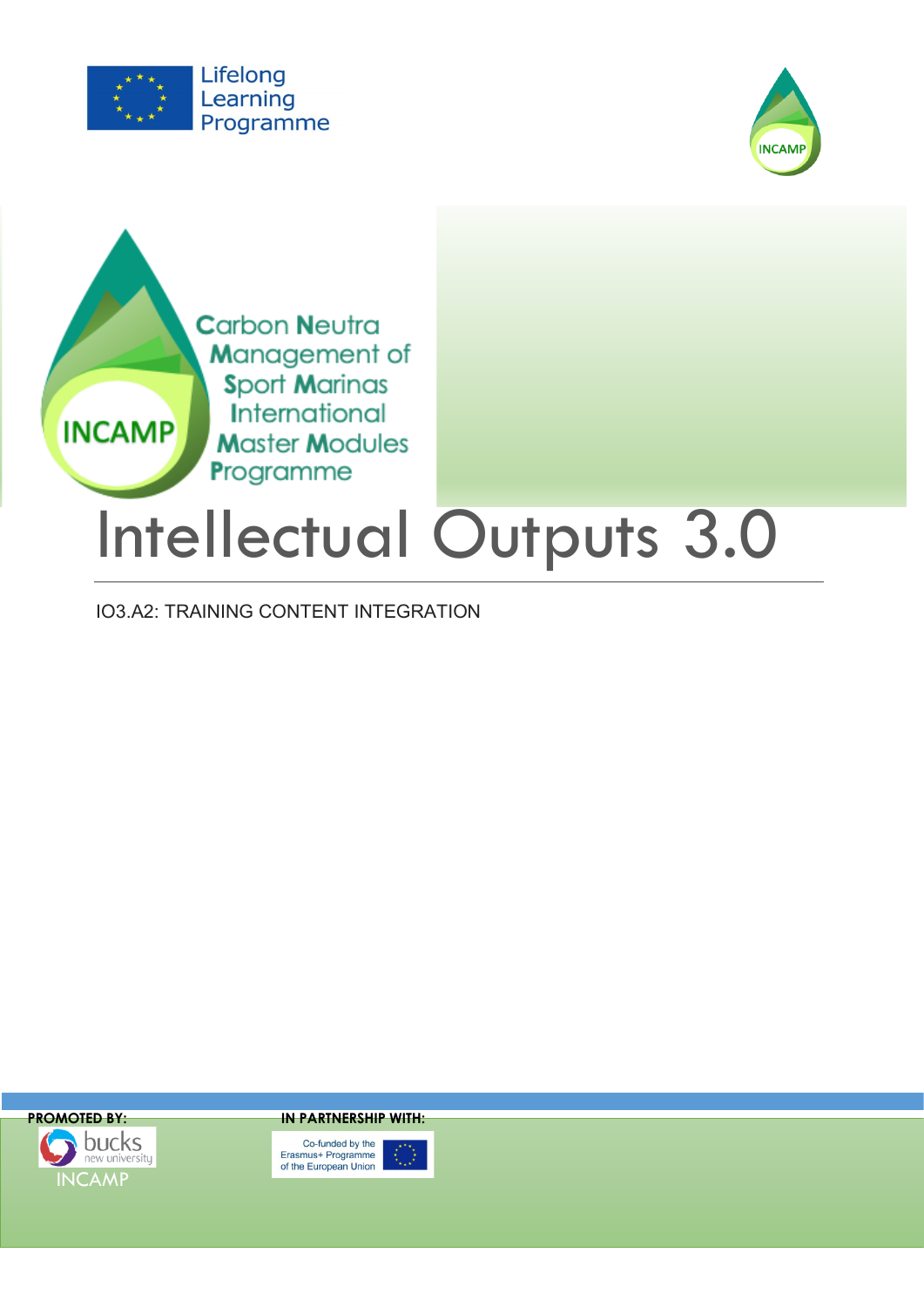Lifelong Learning Programme

Carbon Neutra Management of Sport Marinas International Master Modules Programme

INCAMP

# Intellectual Outputs 3.0

IO3.A2: TRAINING CONTENT INTEGRATION

**PROMOTED BY:**

bucks new university

INCAMP

**IN PARTNERSHIP WITH:**

Co-funded by the Erasmus+ Programme of the European Union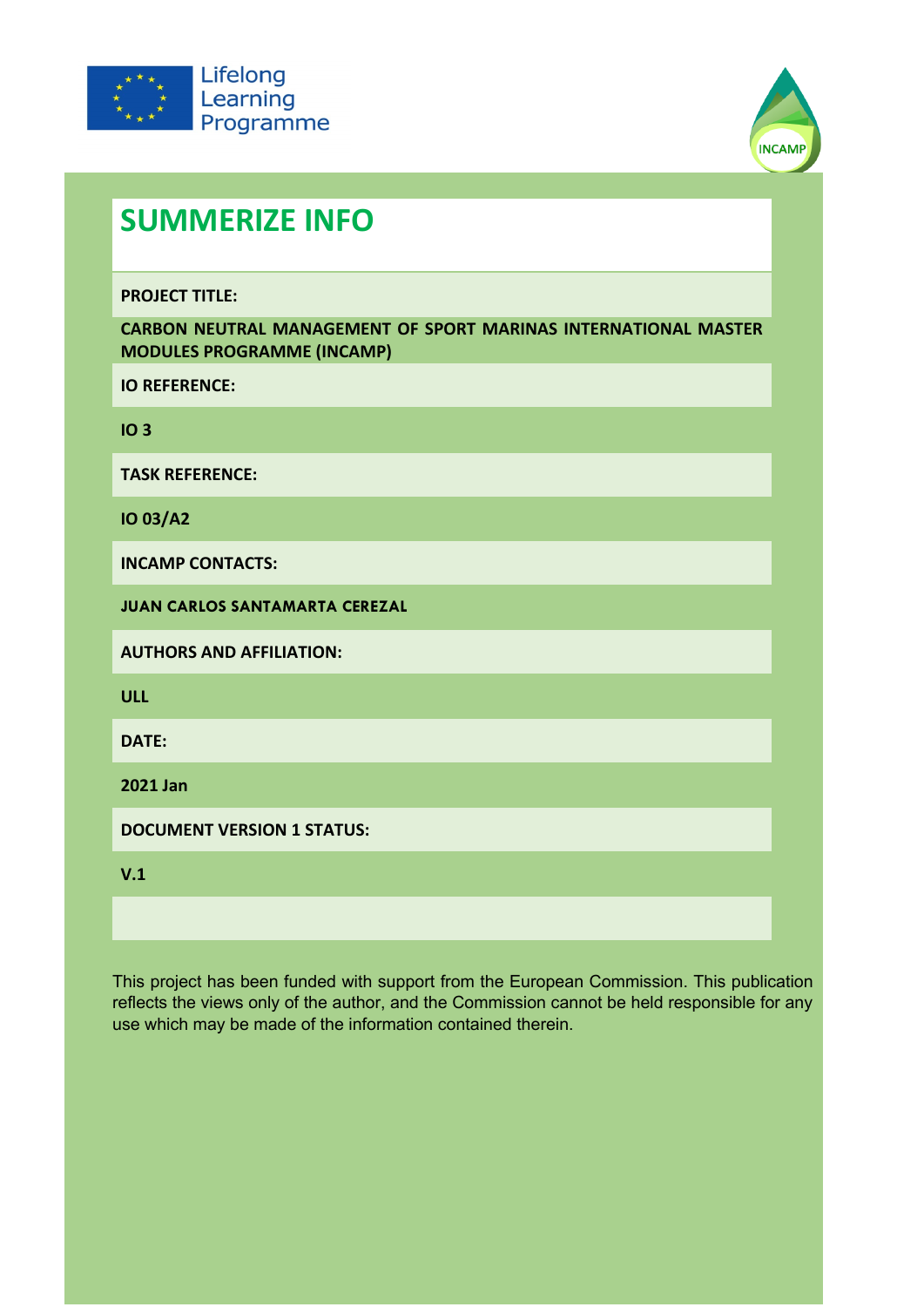# SUMMERIZE INFO

**PROJECT TITLE:**

**CARBON NEUTRAL MANAGEMENT OF SPORT MARINAS INTERNATIONAL MASTER MODULES PROGRAMME (INCAMP)**

**IO REFERENCE:**

**IO 3**

**TASK REFERENCE:**

**IO 03/A2**

**INCAMP CONTACTS:**

**JUAN CARLOS SANTAMARTA CEREZAL**

**AUTHORS AND AFFILIATION:**

**ULL**

**DATE:**

**2021 Jan**

**DOCUMENT VERSION 1 STATUS:**

**V.1**

This project has been funded with support from the European Commission. This publication reflects the views only of the author, and the Commission cannot be held responsible for any use which may be made of the information contained therein.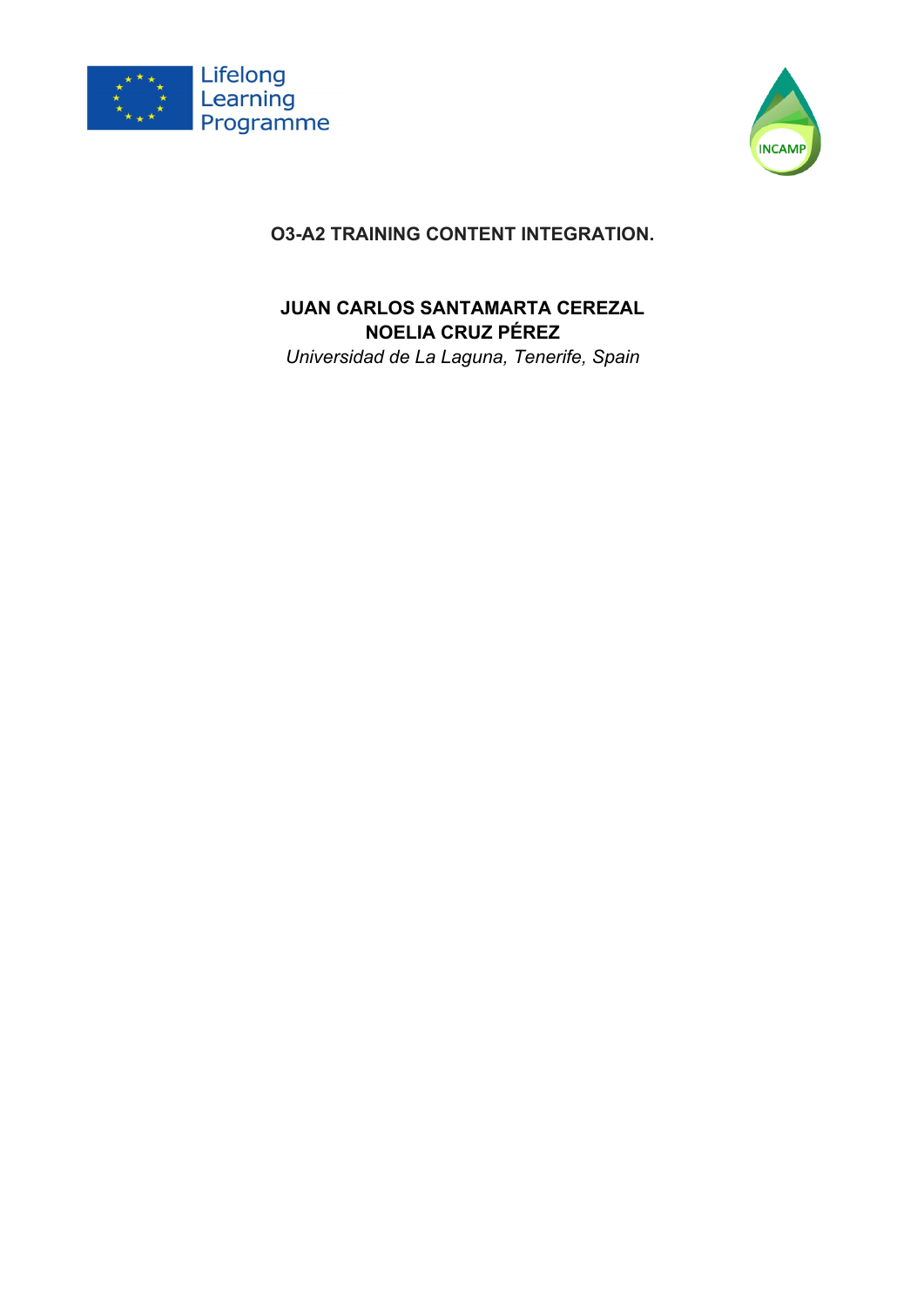**O3-A2 TRAINING CONTENT INTEGRATION.**

**JUAN CARLOS SANTAMARTA CEREZAL**
**NOELIA CRUZ PÉREZ**
*Universidad de La Laguna, Tenerife, Spain*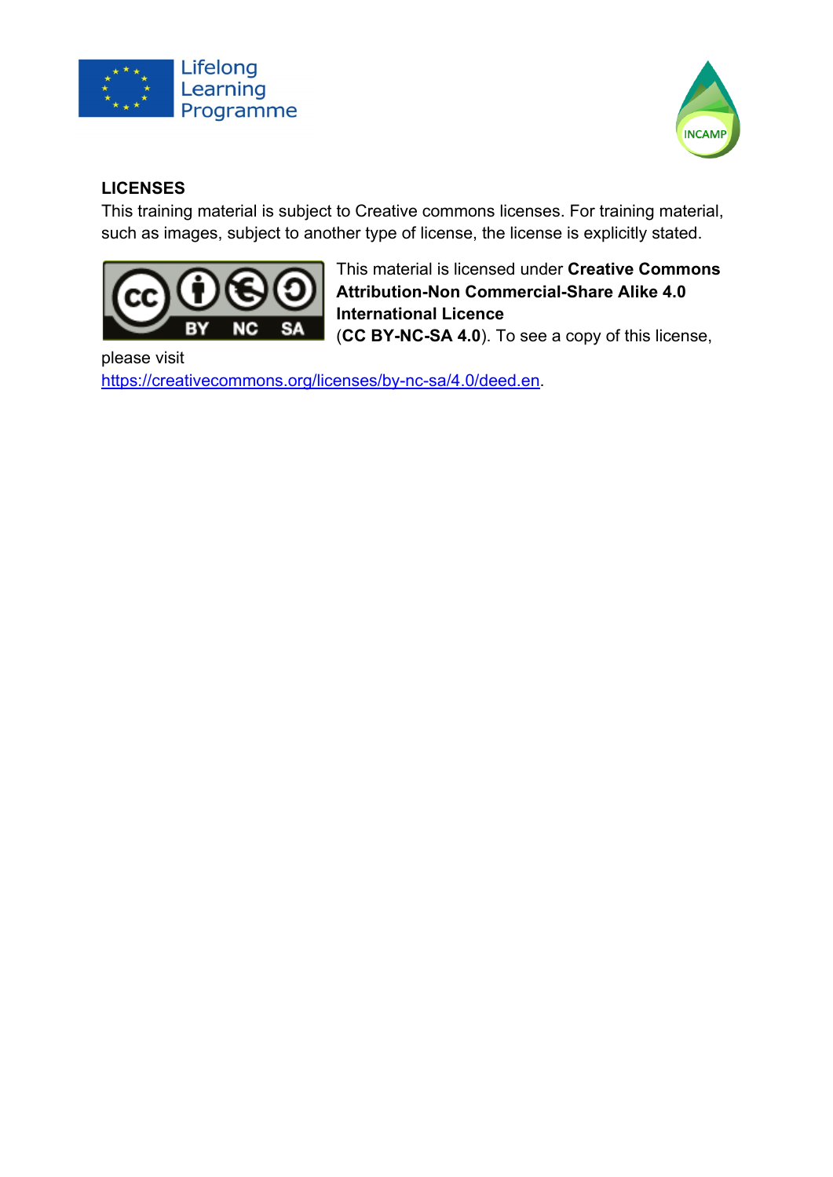## LICENSES

This training material is subject to Creative commons licenses. For training material, such as images, subject to another type of license, the license is explicitly stated.

This material is licensed under **Creative Commons Attribution-Non Commercial-Share Alike 4.0 International Licence** (**CC BY-NC-SA 4.0**). To see a copy of this license, please visit https://creativecommons.org/licenses/by-nc-sa/4.0/deed.en.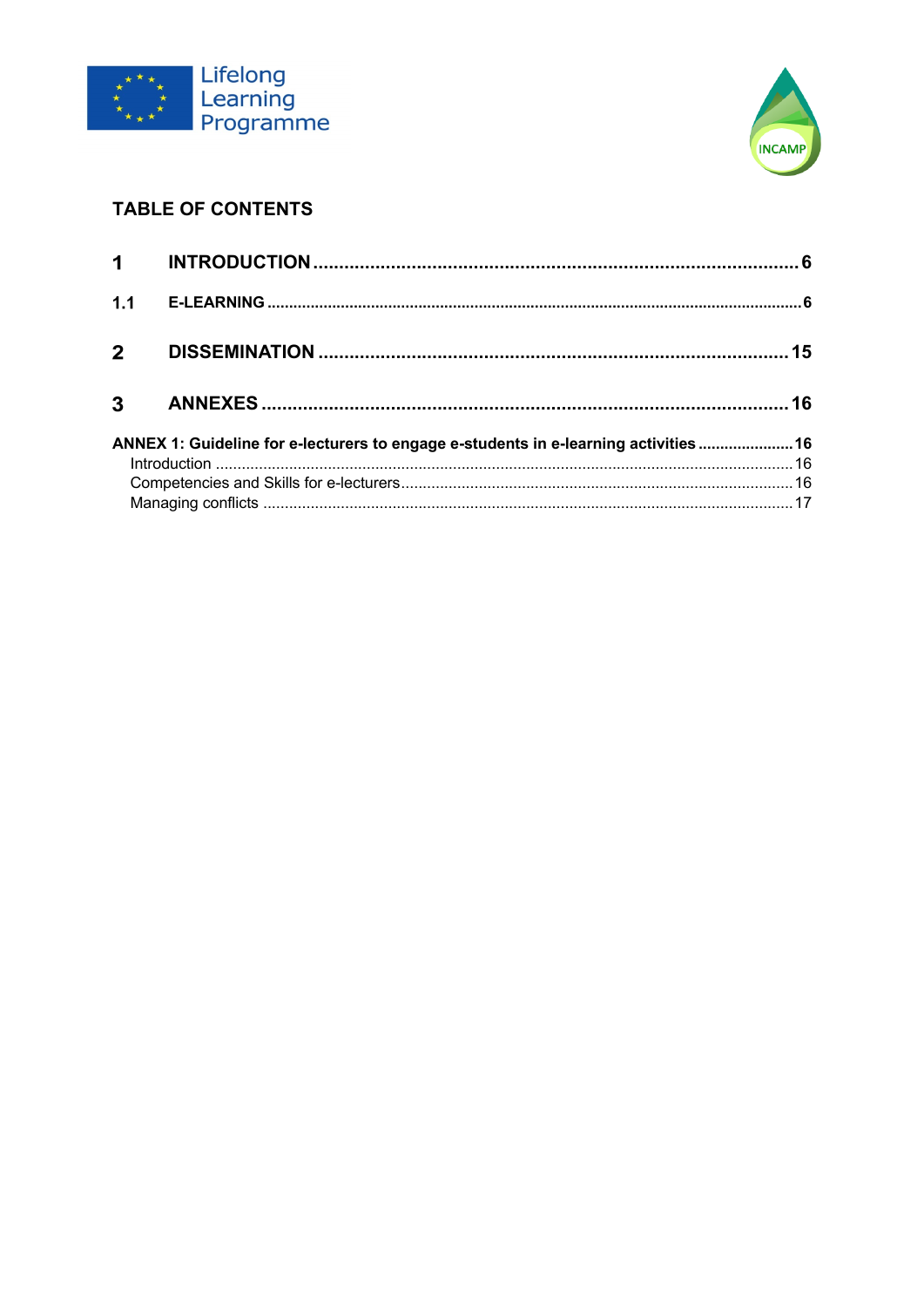## TABLE OF CONTENTS

**1 INTRODUCTION ........................................................................................ 6**

**1.1 E-LEARNING ........................................................................................ 6**

**2 DISSEMINATION ........................................................................................ 15**

**3 ANNEXES ........................................................................................ 16**

**ANNEX 1: Guideline for e-lecturers to engage e-students in e-learning activities ...................... 16**

- Introduction ........................................................................................ 16
- Competencies and Skills for e-lecturers ........................................................................................ 16
- Managing conflicts ........................................................................................ 17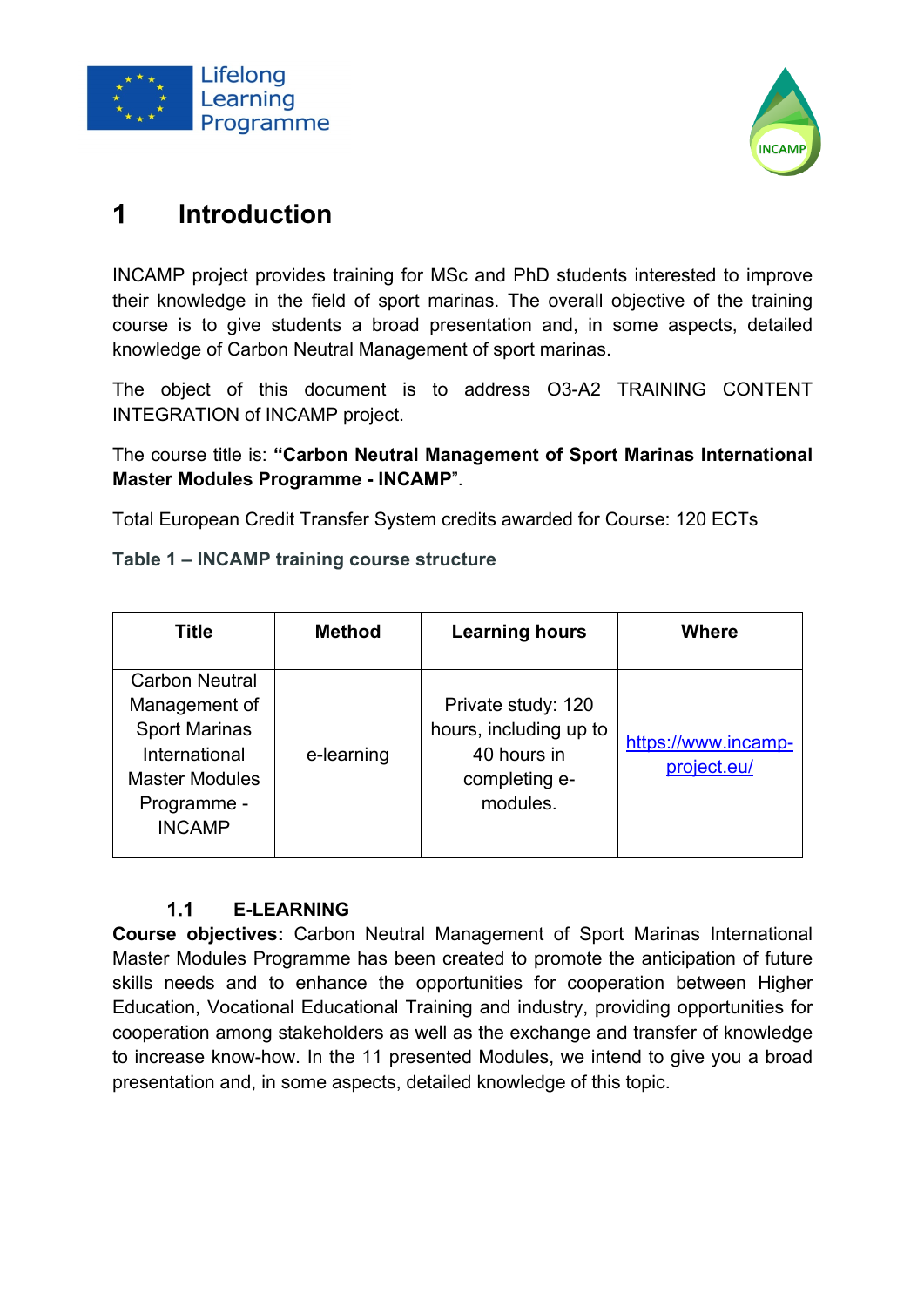# 1 Introduction

INCAMP project provides training for MSc and PhD students interested to improve their knowledge in the field of sport marinas. The overall objective of the training course is to give students a broad presentation and, in some aspects, detailed knowledge of Carbon Neutral Management of sport marinas.

The object of this document is to address O3-A2 TRAINING CONTENT INTEGRATION of INCAMP project.

The course title is: **“Carbon Neutral Management of Sport Marinas International Master Modules Programme - INCAMP**”.

Total European Credit Transfer System credits awarded for Course: 120 ECTs

**Table 1 – INCAMP training course structure**

| Title | Method | Learning hours | Where |
|---|---|---|---|
| Carbon Neutral Management of Sport Marinas International Master Modules Programme - INCAMP | e-learning | Private study: 120 hours, including up to 40 hours in completing e-modules. | https://www.incamp-project.eu/ |

## 1.1 E-LEARNING

**Course objectives:** Carbon Neutral Management of Sport Marinas International Master Modules Programme has been created to promote the anticipation of future skills needs and to enhance the opportunities for cooperation between Higher Education, Vocational Educational Training and industry, providing opportunities for cooperation among stakeholders as well as the exchange and transfer of knowledge to increase know-how. In the 11 presented Modules, we intend to give you a broad presentation and, in some aspects, detailed knowledge of this topic.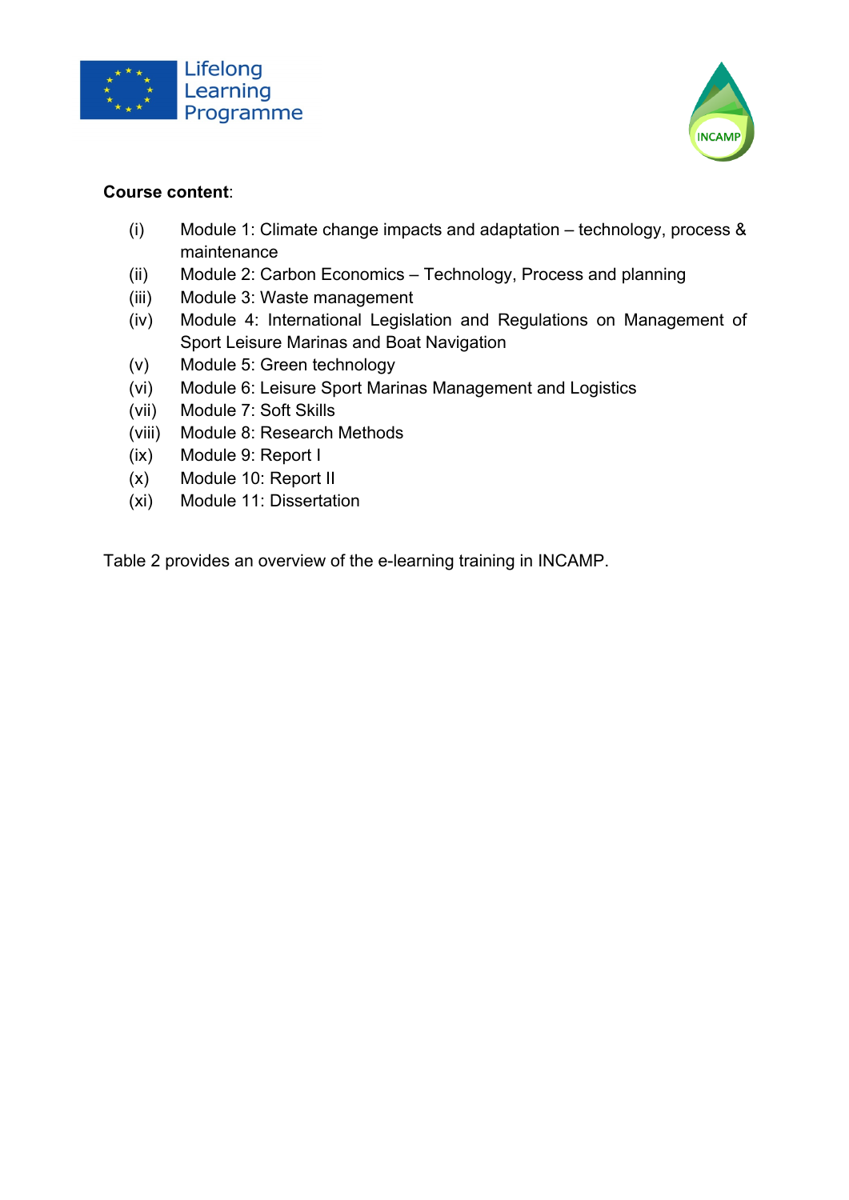**Course content**:

(i) Module 1: Climate change impacts and adaptation – technology, process & maintenance
(ii) Module 2: Carbon Economics – Technology, Process and planning
(iii) Module 3: Waste management
(iv) Module 4: International Legislation and Regulations on Management of Sport Leisure Marinas and Boat Navigation
(v) Module 5: Green technology
(vi) Module 6: Leisure Sport Marinas Management and Logistics
(vii) Module 7: Soft Skills
(viii) Module 8: Research Methods
(ix) Module 9: Report I
(x) Module 10: Report II
(xi) Module 11: Dissertation

Table 2 provides an overview of the e-learning training in INCAMP.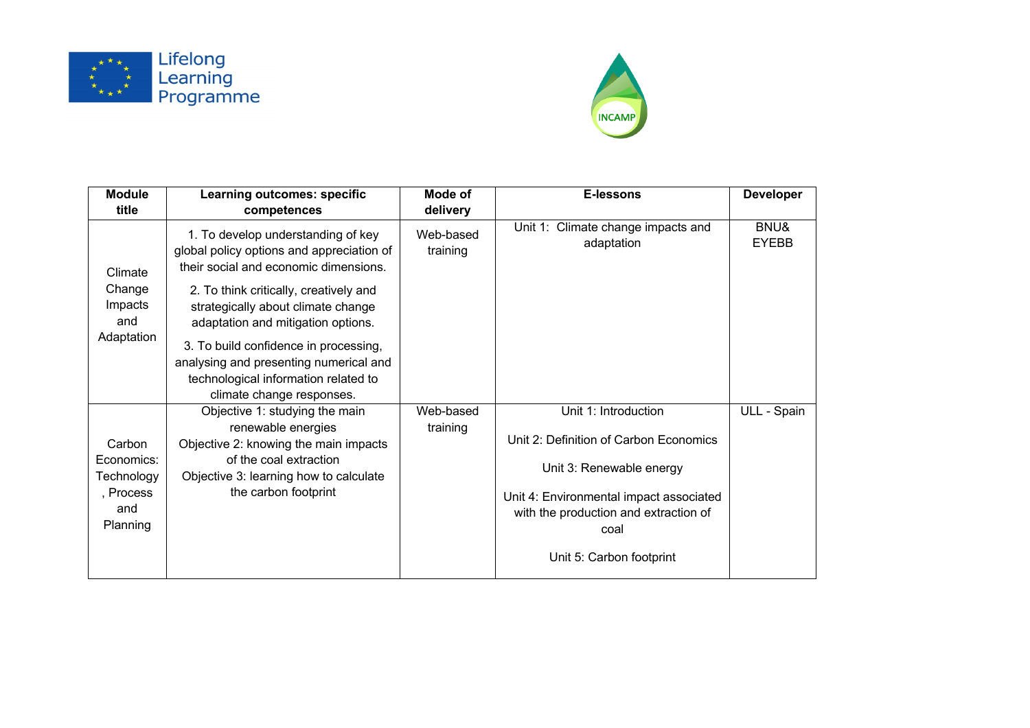| Module title | Learning outcomes: specific competences | Mode of delivery | E-lessons | Developer |
|---|---|---|---|---|
| Climate Change Impacts and Adaptation | 1. To develop understanding of key global policy options and appreciation of their social and economic dimensions. 2. To think critically, creatively and strategically about climate change adaptation and mitigation options. 3. To build confidence in processing, analysing and presenting numerical and technological information related to climate change responses. | Web-based training | Unit 1: Climate change impacts and adaptation | BNU& EYEBB |
| Carbon Economics: Technology, Process and Planning | Objective 1: studying the main renewable energies Objective 2: knowing the main impacts of the coal extraction Objective 3: learning how to calculate the carbon footprint | Web-based training | Unit 1: Introduction Unit 2: Definition of Carbon Economics Unit 3: Renewable energy Unit 4: Environmental impact associated with the production and extraction of coal Unit 5: Carbon footprint | ULL - Spain |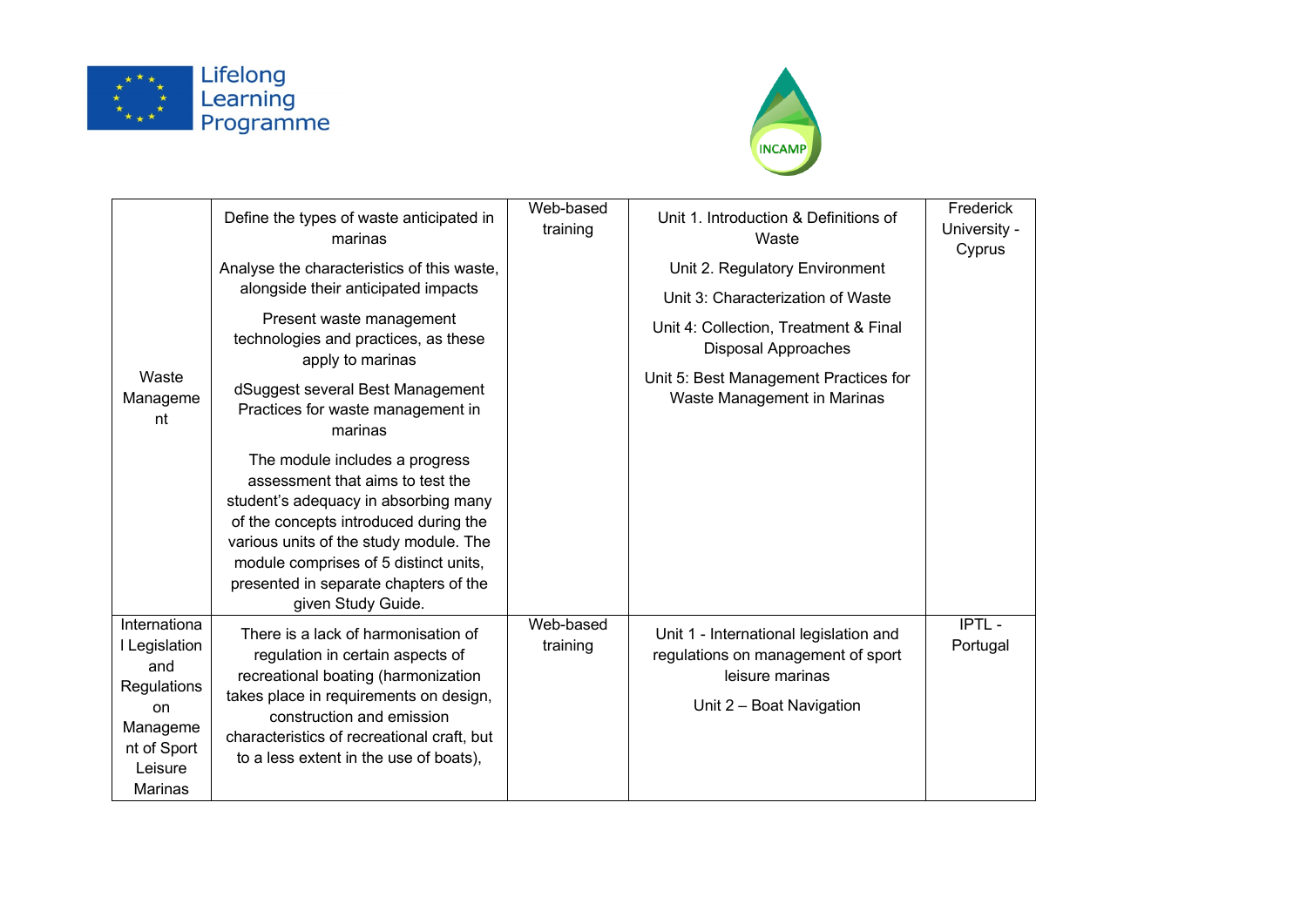| | | | | |
|---|---|---|---|---|
| Waste Management | Define the types of waste anticipated in marinas<br><br>Analyse the characteristics of this waste, alongside their anticipated impacts<br><br>Present waste management technologies and practices, as these apply to marinas<br><br>dSuggest several Best Management Practices for waste management in marinas<br><br>The module includes a progress assessment that aims to test the student's adequacy in absorbing many of the concepts introduced during the various units of the study module. The module comprises of 5 distinct units, presented in separate chapters of the given Study Guide. | Web-based training | Unit 1. Introduction & Definitions of Waste<br><br>Unit 2. Regulatory Environment<br><br>Unit 3: Characterization of Waste<br><br>Unit 4: Collection, Treatment & Final Disposal Approaches<br><br>Unit 5: Best Management Practices for Waste Management in Marinas | Frederick University - Cyprus |
| International Legislation and Regulations on Management of Sport Leisure Marinas | There is a lack of harmonisation of regulation in certain aspects of recreational boating (harmonization takes place in requirements on design, construction and emission characteristics of recreational craft, but to a less extent in the use of boats), | Web-based training | Unit 1 - International legislation and regulations on management of sport leisure marinas<br><br>Unit 2 – Boat Navigation | IPTL - Portugal |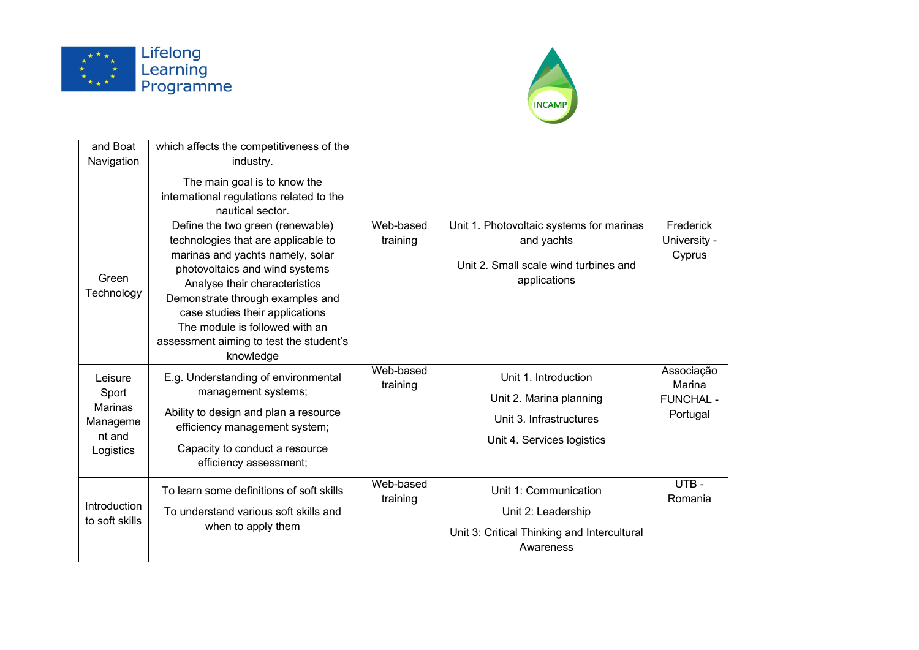| and Boat Navigation | which affects the competitiveness of the industry.<br>The main goal is to know the international regulations related to the nautical sector. | | | |
|---|---|---|---|---|
| Green Technology | Define the two green (renewable) technologies that are applicable to marinas and yachts namely, solar photovoltaics and wind systems<br>Analyse their characteristics<br>Demonstrate through examples and case studies their applications<br>The module is followed with an assessment aiming to test the student's knowledge | Web-based training | Unit 1. Photovoltaic systems for marinas and yachts<br>Unit 2. Small scale wind turbines and applications | Frederick University - Cyprus |
| Leisure Sport Marinas Management and Logistics | E.g. Understanding of environmental management systems;<br>Ability to design and plan a resource efficiency management system;<br>Capacity to conduct a resource efficiency assessment; | Web-based training | Unit 1. Introduction<br>Unit 2. Marina planning<br>Unit 3. Infrastructures<br>Unit 4. Services logistics | Associação Marina FUNCHAL - Portugal |
| Introduction to soft skills | To learn some definitions of soft skills<br>To understand various soft skills and when to apply them | Web-based training | Unit 1: Communication<br>Unit 2: Leadership<br>Unit 3: Critical Thinking and Intercultural Awareness | UTB - Romania |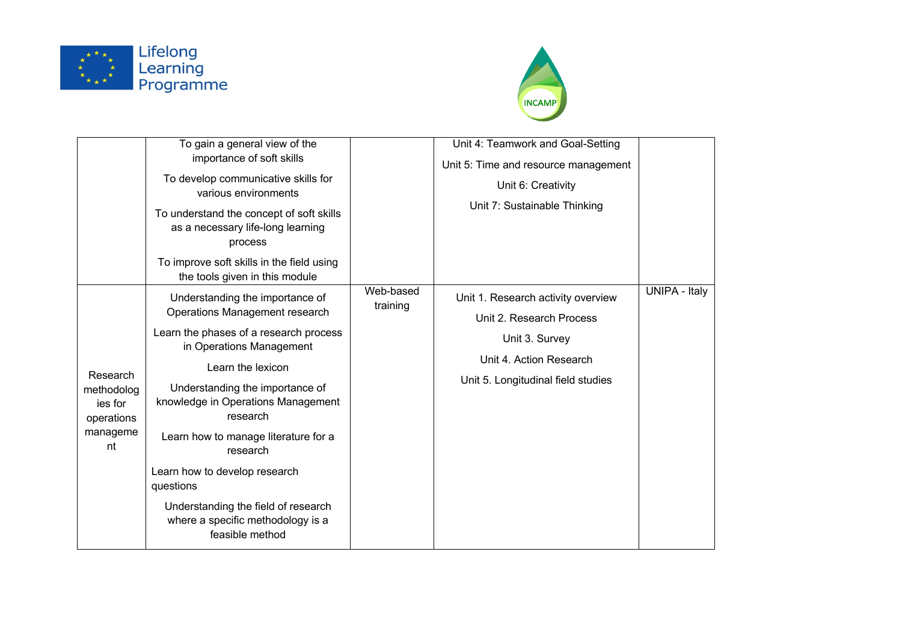| | | | | |
|---|---|---|---|---|
| | To gain a general view of the importance of soft skills<br>To develop communicative skills for various environments<br>To understand the concept of soft skills as a necessary life-long learning process<br>To improve soft skills in the field using the tools given in this module | | Unit 4: Teamwork and Goal-Setting<br>Unit 5: Time and resource management<br>Unit 6: Creativity<br>Unit 7: Sustainable Thinking | |
| Research methodologies for operations management | Understanding the importance of Operations Management research<br>Learn the phases of a research process in Operations Management<br>Learn the lexicon<br>Understanding the importance of knowledge in Operations Management research<br>Learn how to manage literature for a research<br>Learn how to develop research questions<br>Understanding the field of research where a specific methodology is a feasible method | Web-based training | Unit 1. Research activity overview<br>Unit 2. Research Process<br>Unit 3. Survey<br>Unit 4. Action Research<br>Unit 5. Longitudinal field studies | UNIPA - Italy |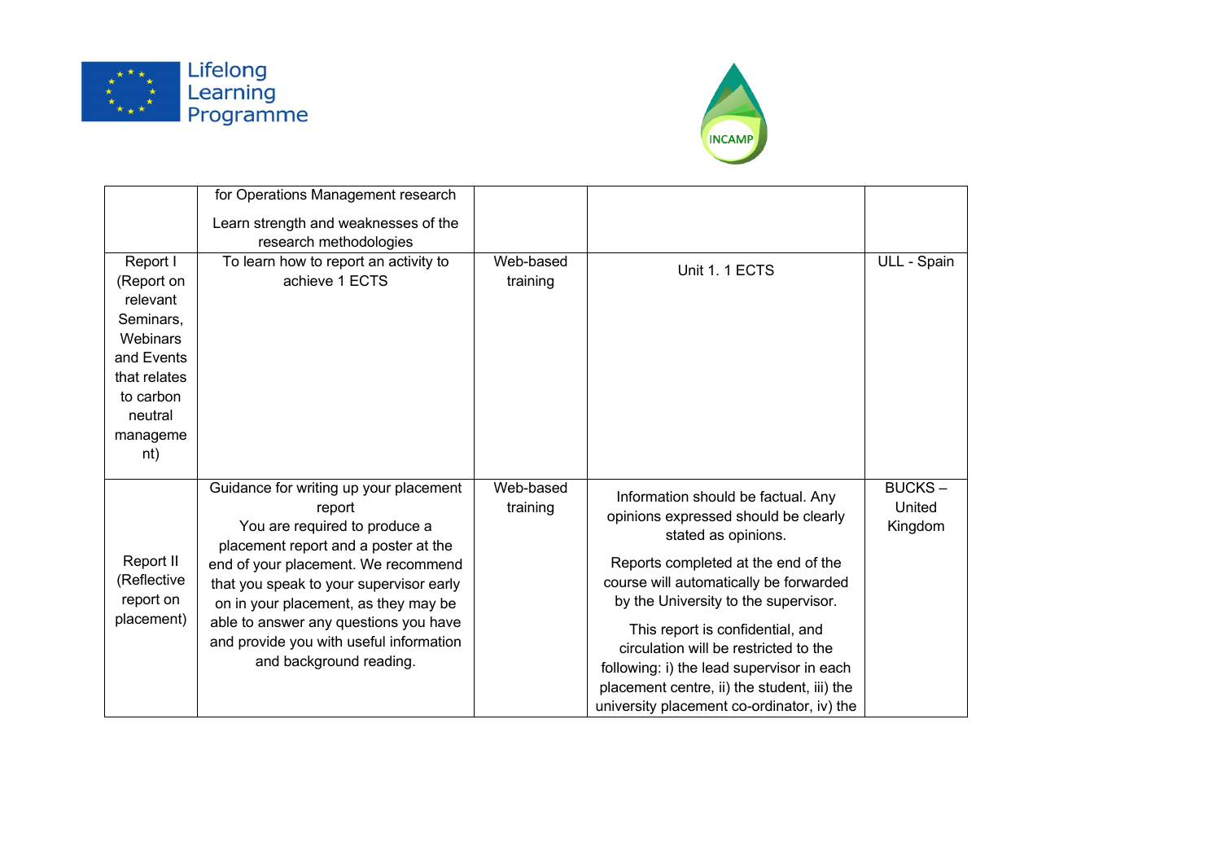| | | | | |
|---|---|---|---|---|
| | for Operations Management research<br>Learn strength and weaknesses of the research methodologies | | | |
| Report I (Report on relevant Seminars, Webinars and Events that relates to carbon neutral management) | To learn how to report an activity to achieve 1 ECTS | Web-based training | Unit 1. 1 ECTS | ULL - Spain |
| Report II (Reflective report on placement) | Guidance for writing up your placement report<br>You are required to produce a placement report and a poster at the end of your placement. We recommend that you speak to your supervisor early on in your placement, as they may be able to answer any questions you have and provide you with useful information and background reading. | Web-based training | Information should be factual. Any opinions expressed should be clearly stated as opinions.<br>Reports completed at the end of the course will automatically be forwarded by the University to the supervisor.<br>This report is confidential, and circulation will be restricted to the following: i) the lead supervisor in each placement centre, ii) the student, iii) the university placement co-ordinator, iv) the | BUCKS – United Kingdom |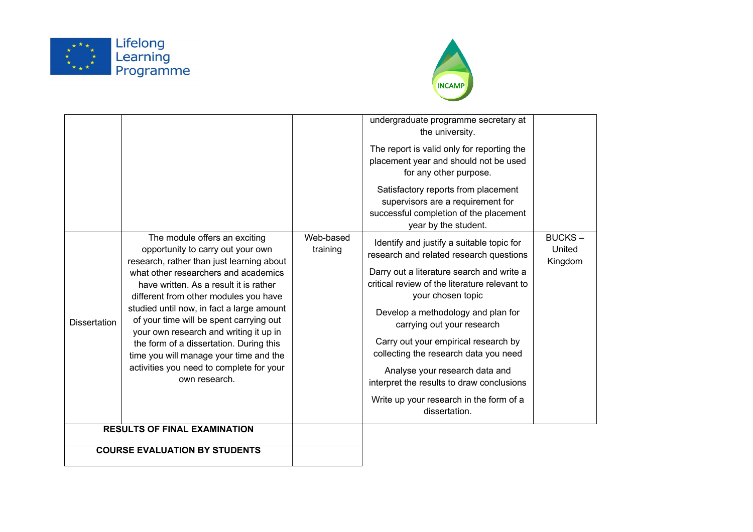| | | | | |
|---|---|---|---|---|
| | | | undergraduate programme secretary at the university.<br><br>The report is valid only for reporting the placement year and should not be used for any other purpose.<br><br>Satisfactory reports from placement supervisors are a requirement for successful completion of the placement year by the student. | |
| Dissertation | The module offers an exciting opportunity to carry out your own research, rather than just learning about what other researchers and academics have written. As a result it is rather different from other modules you have studied until now, in fact a large amount of your time will be spent carrying out your own research and writing it up in the form of a dissertation. During this time you will manage your time and the activities you need to complete for your own research. | Web-based training | Identify and justify a suitable topic for research and related research questions<br><br>Darry out a literature search and write a critical review of the literature relevant to your chosen topic<br><br>Develop a methodology and plan for carrying out your research<br><br>Carry out your empirical research by collecting the research data you need<br><br>Analyse your research data and interpret the results to draw conclusions<br><br>Write up your research in the form of a dissertation. | BUCKS – United Kingdom |
| **RESULTS OF FINAL EXAMINATION** | | | | |
| **COURSE EVALUATION BY STUDENTS** | | | | |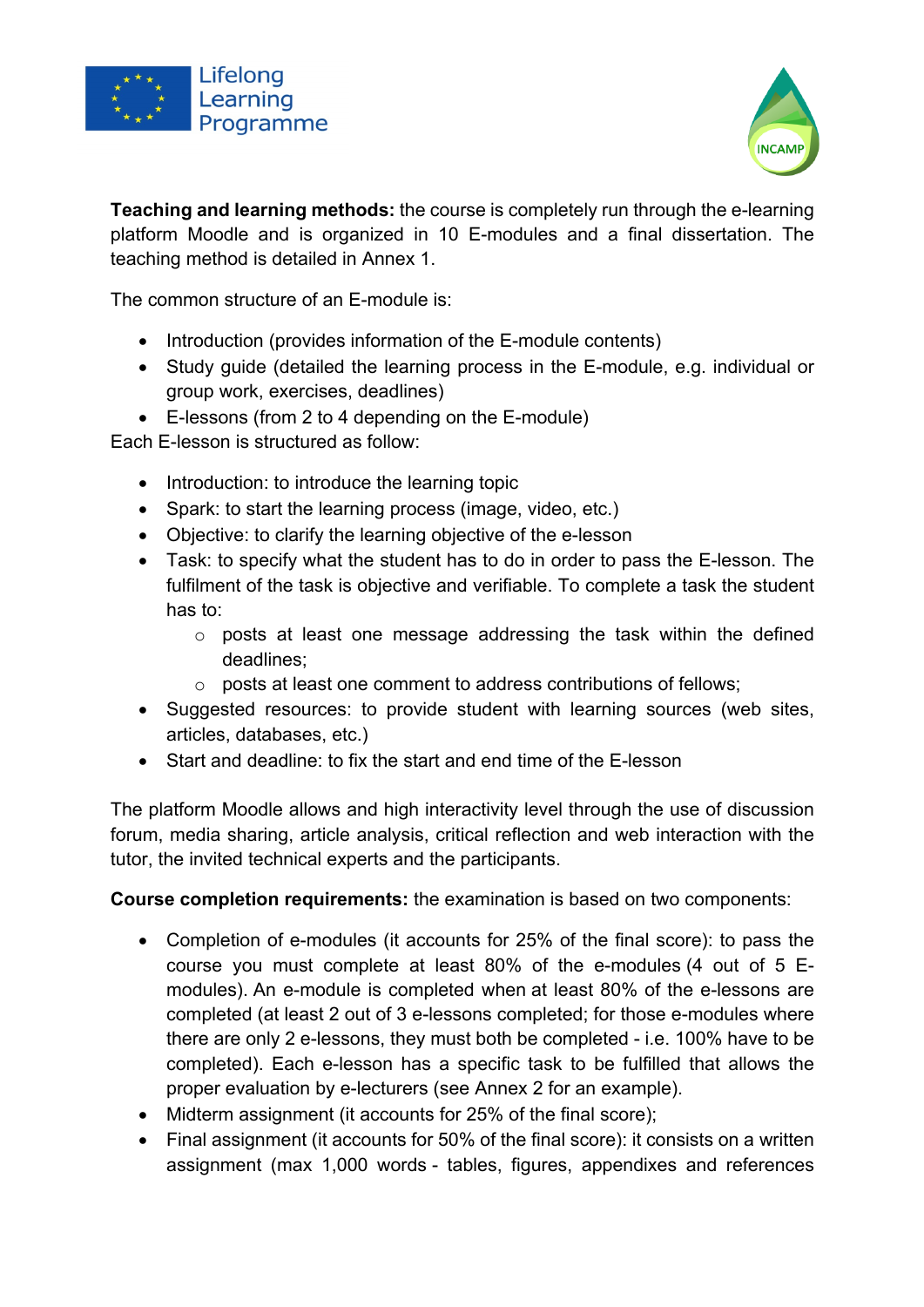**Teaching and learning methods:** the course is completely run through the e-learning platform Moodle and is organized in 10 E-modules and a final dissertation. The teaching method is detailed in Annex 1.

The common structure of an E-module is:

- Introduction (provides information of the E-module contents)
- Study guide (detailed the learning process in the E-module, e.g. individual or group work, exercises, deadlines)
- E-lessons (from 2 to 4 depending on the E-module)

Each E-lesson is structured as follow:

- Introduction: to introduce the learning topic
- Spark: to start the learning process (image, video, etc.)
- Objective: to clarify the learning objective of the e-lesson
- Task: to specify what the student has to do in order to pass the E-lesson. The fulfilment of the task is objective and verifiable. To complete a task the student has to:
  - posts at least one message addressing the task within the defined deadlines;
  - posts at least one comment to address contributions of fellows;
- Suggested resources: to provide student with learning sources (web sites, articles, databases, etc.)
- Start and deadline: to fix the start and end time of the E-lesson

The platform Moodle allows and high interactivity level through the use of discussion forum, media sharing, article analysis, critical reflection and web interaction with the tutor, the invited technical experts and the participants.

**Course completion requirements:** the examination is based on two components:

- Completion of e-modules (it accounts for 25% of the final score): to pass the course you must complete at least 80% of the e-modules (4 out of 5 E-modules). An e-module is completed when at least 80% of the e-lessons are completed (at least 2 out of 3 e-lessons completed; for those e-modules where there are only 2 e-lessons, they must both be completed - i.e. 100% have to be completed). Each e-lesson has a specific task to be fulfilled that allows the proper evaluation by e-lecturers (see Annex 2 for an example).
- Midterm assignment (it accounts for 25% of the final score);
- Final assignment (it accounts for 50% of the final score): it consists on a written assignment (max 1,000 words - tables, figures, appendixes and references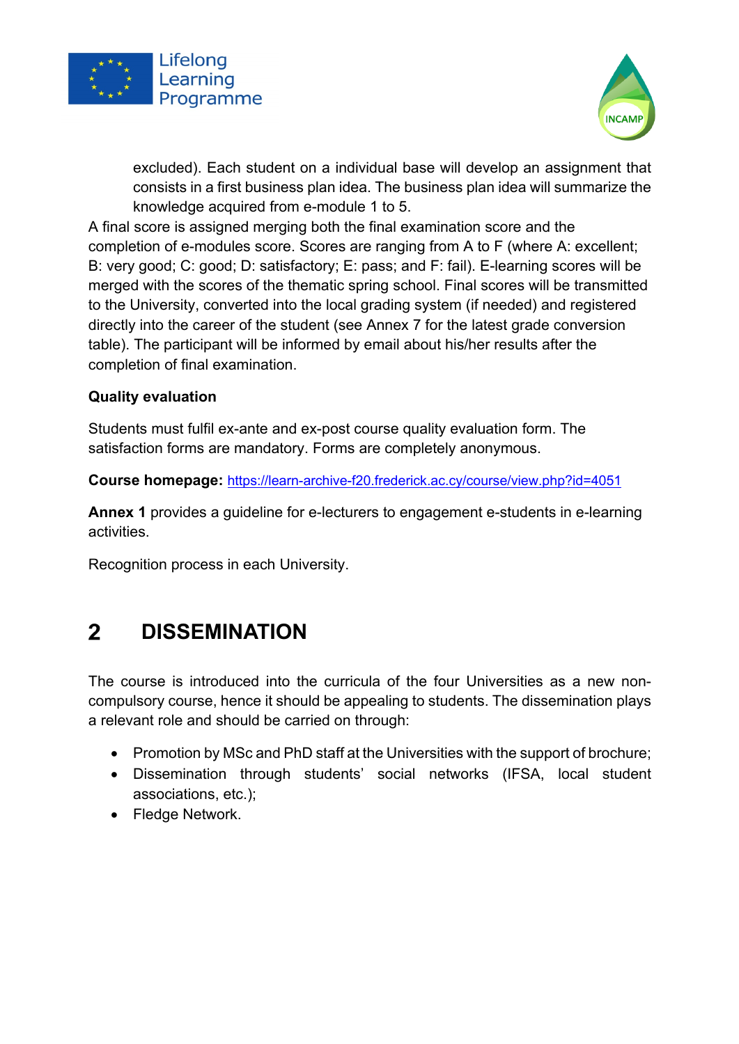excluded). Each student on a individual base will develop an assignment that consists in a first business plan idea. The business plan idea will summarize the knowledge acquired from e-module 1 to 5.

A final score is assigned merging both the final examination score and the completion of e-modules score. Scores are ranging from A to F (where A: excellent; B: very good; C: good; D: satisfactory; E: pass; and F: fail). E-learning scores will be merged with the scores of the thematic spring school. Final scores will be transmitted to the University, converted into the local grading system (if needed) and registered directly into the career of the student (see Annex 7 for the latest grade conversion table). The participant will be informed by email about his/her results after the completion of final examination.

**Quality evaluation**

Students must fulfil ex-ante and ex-post course quality evaluation form. The satisfaction forms are mandatory. Forms are completely anonymous.

**Course homepage:** https://learn-archive-f20.frederick.ac.cy/course/view.php?id=4051

**Annex 1** provides a guideline for e-lecturers to engagement e-students in e-learning activities.

Recognition process in each University.

# 2 DISSEMINATION

The course is introduced into the curricula of the four Universities as a new non-compulsory course, hence it should be appealing to students. The dissemination plays a relevant role and should be carried on through:

- Promotion by MSc and PhD staff at the Universities with the support of brochure;
- Dissemination through students' social networks (IFSA, local student associations, etc.);
- Fledge Network.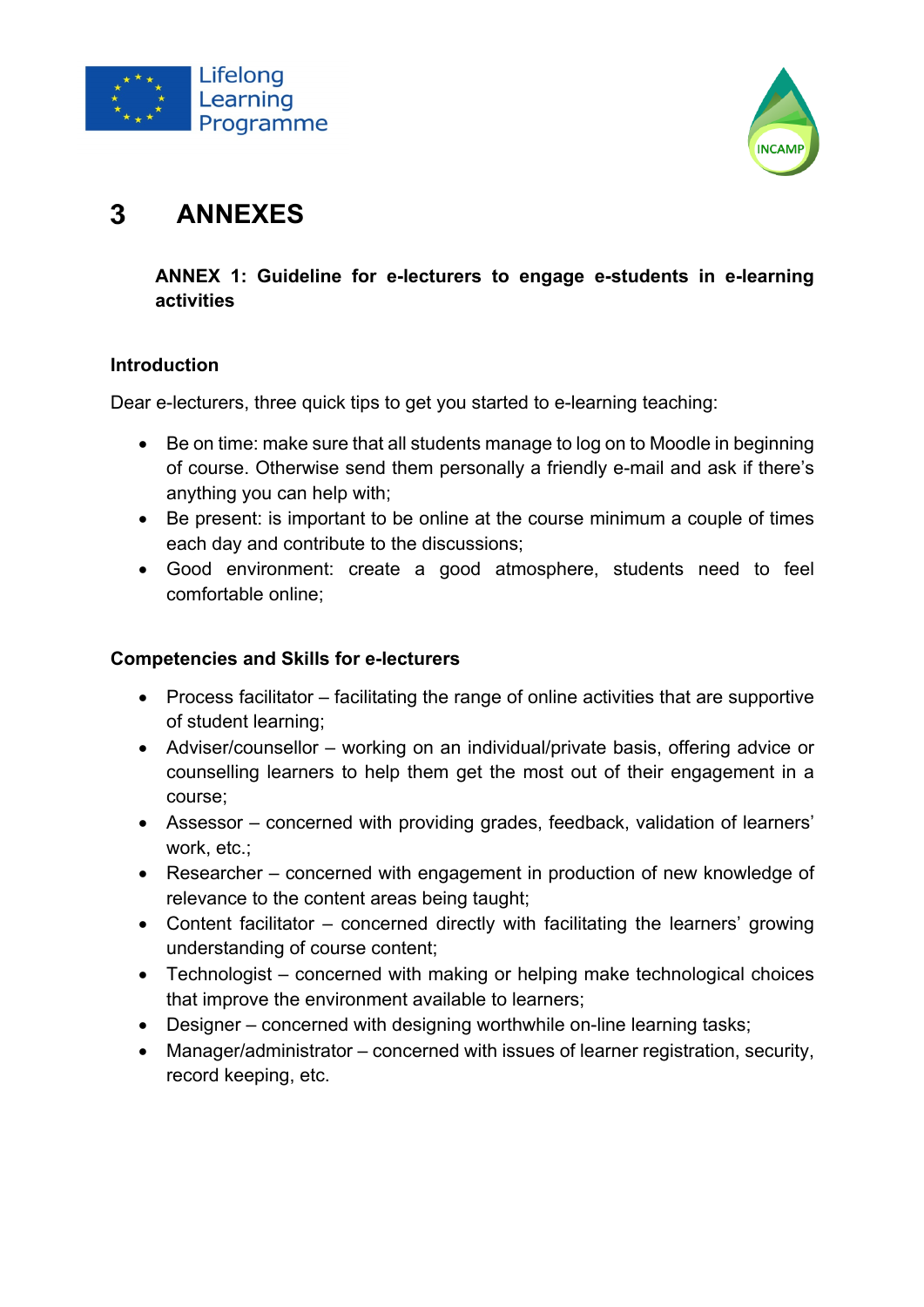# 3 ANNEXES

**ANNEX 1: Guideline for e-lecturers to engage e-students in e-learning activities**

**Introduction**

Dear e-lecturers, three quick tips to get you started to e-learning teaching:

- Be on time: make sure that all students manage to log on to Moodle in beginning of course. Otherwise send them personally a friendly e-mail and ask if there's anything you can help with;
- Be present: is important to be online at the course minimum a couple of times each day and contribute to the discussions;
- Good environment: create a good atmosphere, students need to feel comfortable online;

**Competencies and Skills for e-lecturers**

- Process facilitator – facilitating the range of online activities that are supportive of student learning;
- Adviser/counsellor – working on an individual/private basis, offering advice or counselling learners to help them get the most out of their engagement in a course;
- Assessor – concerned with providing grades, feedback, validation of learners' work, etc.;
- Researcher – concerned with engagement in production of new knowledge of relevance to the content areas being taught;
- Content facilitator – concerned directly with facilitating the learners' growing understanding of course content;
- Technologist – concerned with making or helping make technological choices that improve the environment available to learners;
- Designer – concerned with designing worthwhile on-line learning tasks;
- Manager/administrator – concerned with issues of learner registration, security, record keeping, etc.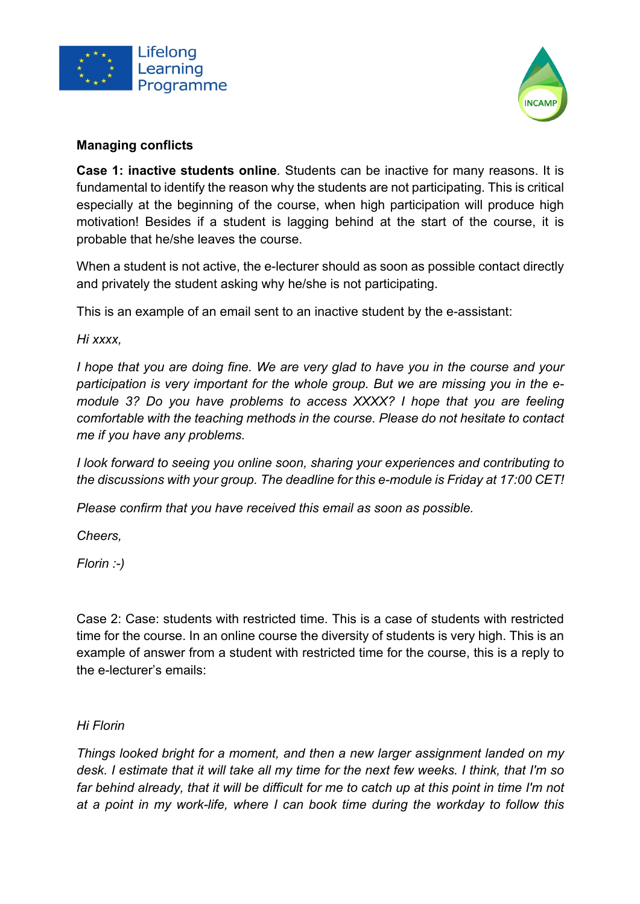**Managing conflicts**

**Case 1: inactive students online**. Students can be inactive for many reasons. It is fundamental to identify the reason why the students are not participating. This is critical especially at the beginning of the course, when high participation will produce high motivation! Besides if a student is lagging behind at the start of the course, it is probable that he/she leaves the course.

When a student is not active, the e-lecturer should as soon as possible contact directly and privately the student asking why he/she is not participating.

This is an example of an email sent to an inactive student by the e-assistant:

*Hi xxxx,*

*I hope that you are doing fine. We are very glad to have you in the course and your participation is very important for the whole group. But we are missing you in the e-module 3? Do you have problems to access XXXX? I hope that you are feeling comfortable with the teaching methods in the course. Please do not hesitate to contact me if you have any problems.*

*I look forward to seeing you online soon, sharing your experiences and contributing to the discussions with your group. The deadline for this e-module is Friday at 17:00 CET!*

*Please confirm that you have received this email as soon as possible.*

*Cheers,*

*Florin :-)*

Case 2: Case: students with restricted time. This is a case of students with restricted time for the course. In an online course the diversity of students is very high. This is an example of answer from a student with restricted time for the course, this is a reply to the e-lecturer's emails:

*Hi Florin*

*Things looked bright for a moment, and then a new larger assignment landed on my desk. I estimate that it will take all my time for the next few weeks. I think, that I'm so far behind already, that it will be difficult for me to catch up at this point in time I'm not at a point in my work-life, where I can book time during the workday to follow this*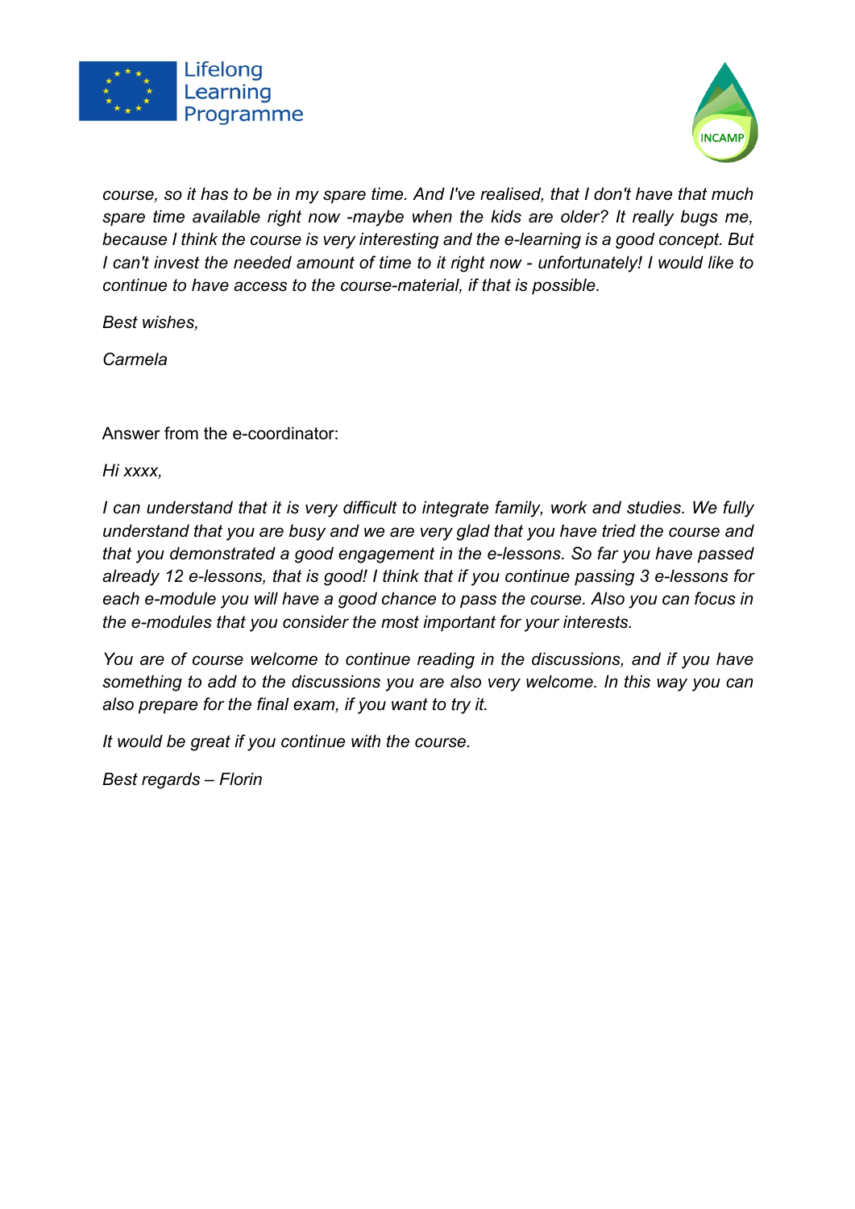*course, so it has to be in my spare time. And I've realised, that I don't have that much spare time available right now -maybe when the kids are older? It really bugs me, because I think the course is very interesting and the e-learning is a good concept. But I can't invest the needed amount of time to it right now - unfortunately! I would like to continue to have access to the course-material, if that is possible.*

*Best wishes,*

*Carmela*

Answer from the e-coordinator:

*Hi xxxx,*

*I can understand that it is very difficult to integrate family, work and studies. We fully understand that you are busy and we are very glad that you have tried the course and that you demonstrated a good engagement in the e-lessons. So far you have passed already 12 e-lessons, that is good! I think that if you continue passing 3 e-lessons for each e-module you will have a good chance to pass the course. Also you can focus in the e-modules that you consider the most important for your interests.*

*You are of course welcome to continue reading in the discussions, and if you have something to add to the discussions you are also very welcome. In this way you can also prepare for the final exam, if you want to try it.*

*It would be great if you continue with the course.*

*Best regards – Florin*